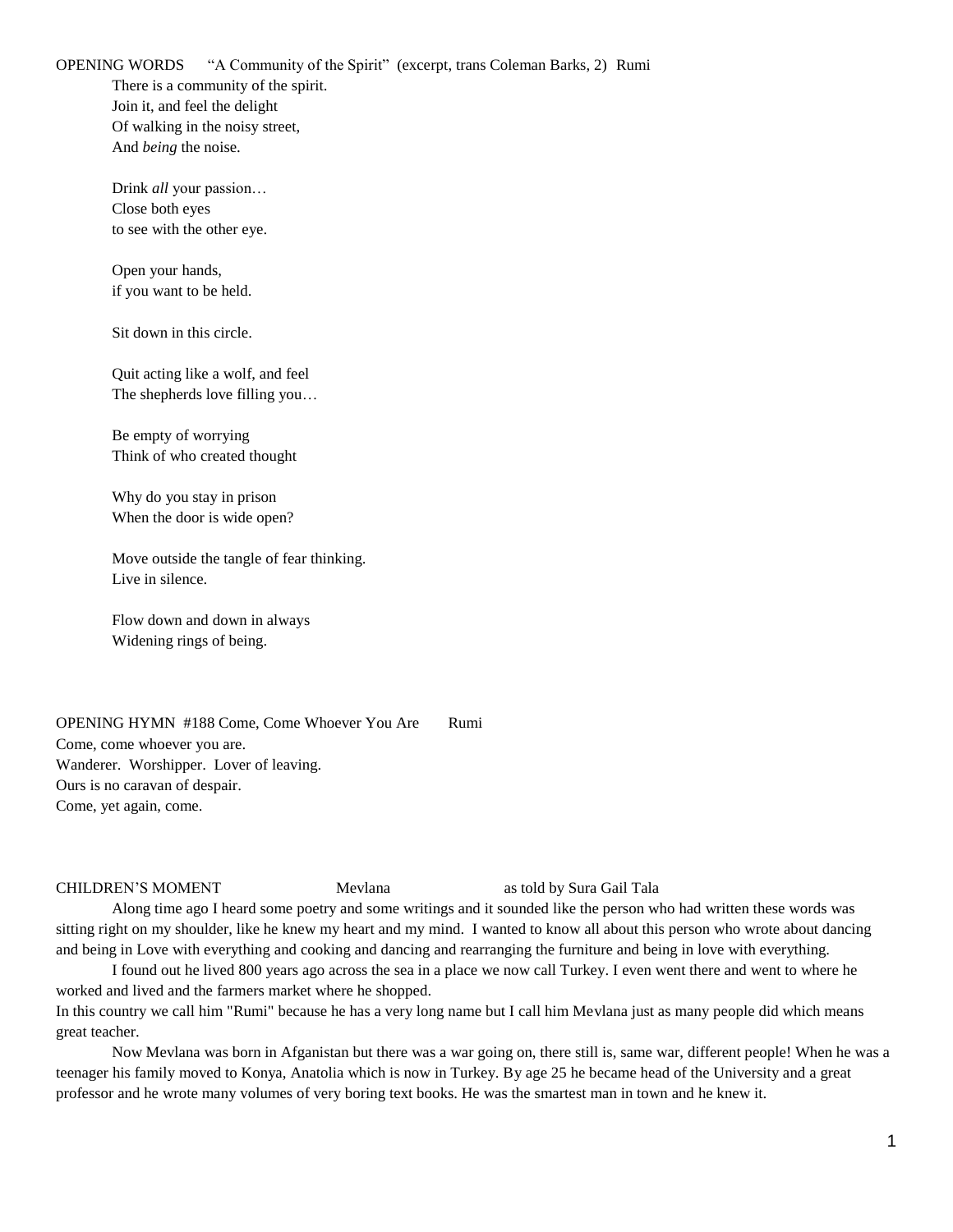OPENING WORDS "A Community of the Spirit" (excerpt, trans Coleman Barks, 2) Rumi

There is a community of the spirit.
Join it, and feel the delight
Of walking in the noisy street,
And *being* the noise.

Drink *all* your passion…
Close both eyes
to see with the other eye.

Open your hands,
if you want to be held.

Sit down in this circle.

Quit acting like a wolf, and feel
The shepherds love filling you…

Be empty of worrying
Think of who created thought

Why do you stay in prison
When the door is wide open?

Move outside the tangle of fear thinking.
Live in silence.

Flow down and down in always
Widening rings of being.

OPENING HYMN #188 Come, Come Whoever You Are Rumi

Come, come whoever you are.
Wanderer. Worshipper. Lover of leaving.
Ours is no caravan of despair.
Come, yet again, come.

CHILDREN'S MOMENT Mevlana as told by Sura Gail Tala

Along time ago I heard some poetry and some writings and it sounded like the person who had written these words was sitting right on my shoulder, like he knew my heart and my mind. I wanted to know all about this person who wrote about dancing and being in Love with everything and cooking and dancing and rearranging the furniture and being in love with everything.

I found out he lived 800 years ago across the sea in a place we now call Turkey. I even went there and went to where he worked and lived and the farmers market where he shopped.

In this country we call him "Rumi" because he has a very long name but I call him Mevlana just as many people did which means great teacher.

Now Mevlana was born in Afganistan but there was a war going on, there still is, same war, different people! When he was a teenager his family moved to Konya, Anatolia which is now in Turkey. By age 25 he became head of the University and a great professor and he wrote many volumes of very boring text books. He was the smartest man in town and he knew it.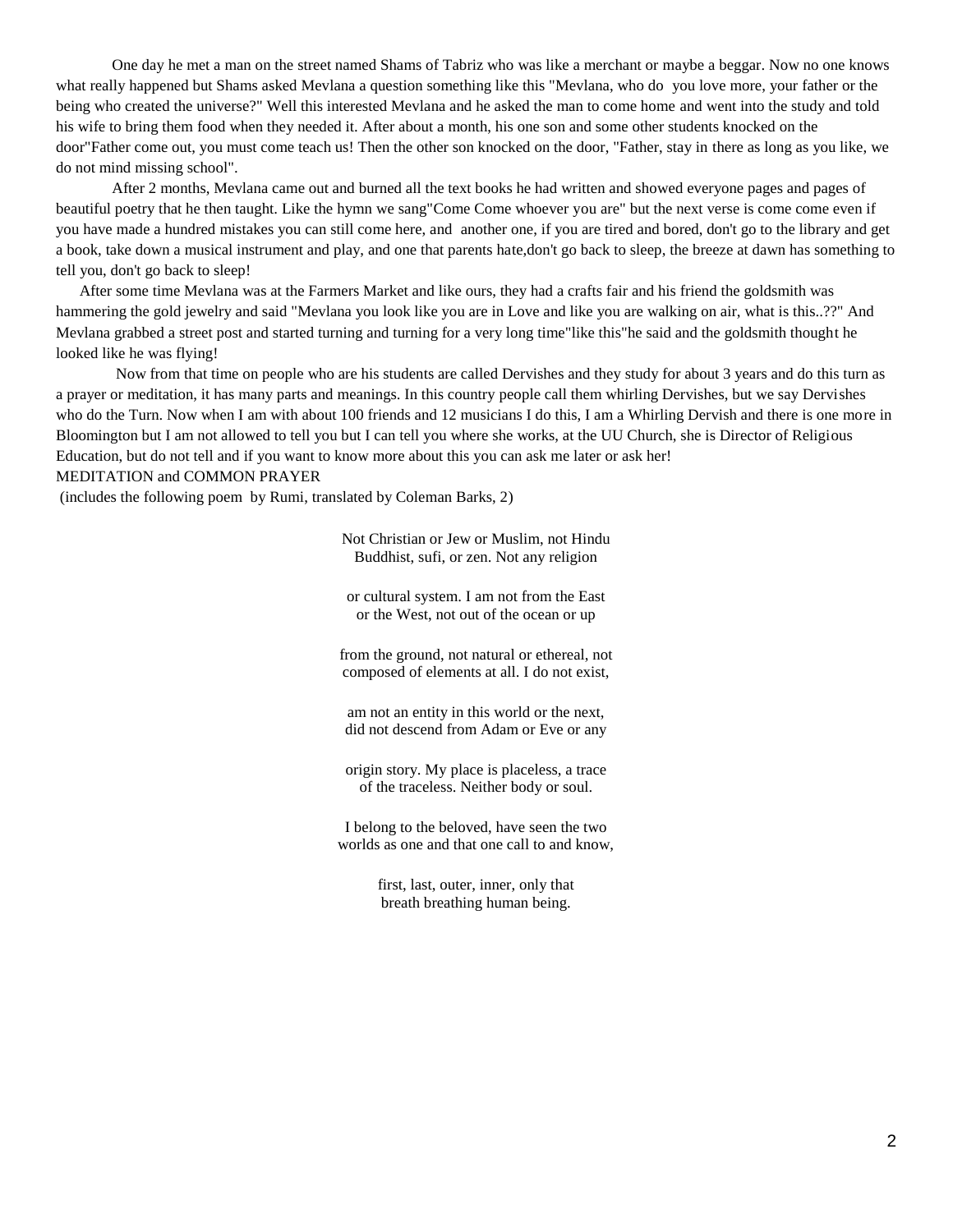One day he met a man on the street named Shams of Tabriz who was like a merchant or maybe a beggar. Now no one knows what really happened but Shams asked Mevlana a question something like this "Mevlana, who do you love more, your father or the being who created the universe?" Well this interested Mevlana and he asked the man to come home and went into the study and told his wife to bring them food when they needed it. After about a month, his one son and some other students knocked on the door"Father come out, you must come teach us! Then the other son knocked on the door, "Father, stay in there as long as you like, we do not mind missing school".

After 2 months, Mevlana came out and burned all the text books he had written and showed everyone pages and pages of beautiful poetry that he then taught. Like the hymn we sang"Come Come whoever you are" but the next verse is come come even if you have made a hundred mistakes you can still come here, and another one, if you are tired and bored, don't go to the library and get a book, take down a musical instrument and play, and one that parents hate,don't go back to sleep, the breeze at dawn has something to tell you, don't go back to sleep!

After some time Mevlana was at the Farmers Market and like ours, they had a crafts fair and his friend the goldsmith was hammering the gold jewelry and said "Mevlana you look like you are in Love and like you are walking on air, what is this..??" And Mevlana grabbed a street post and started turning and turning for a very long time"like this"he said and the goldsmith thought he looked like he was flying!

Now from that time on people who are his students are called Dervishes and they study for about 3 years and do this turn as a prayer or meditation, it has many parts and meanings. In this country people call them whirling Dervishes, but we say Dervishes who do the Turn. Now when I am with about 100 friends and 12 musicians I do this, I am a Whirling Dervish and there is one more in Bloomington but I am not allowed to tell you but I can tell you where she works, at the UU Church, she is Director of Religious Education, but do not tell and if you want to know more about this you can ask me later or ask her!

MEDITATION and COMMON PRAYER

(includes the following poem by Rumi, translated by Coleman Barks, 2)

Not Christian or Jew or Muslim, not Hindu
Buddhist, sufi, or zen. Not any religion

or cultural system. I am not from the East
or the West, not out of the ocean or up

from the ground, not natural or ethereal, not
composed of elements at all. I do not exist,

am not an entity in this world or the next,
did not descend from Adam or Eve or any

origin story. My place is placeless, a trace
of the traceless. Neither body or soul.

I belong to the beloved, have seen the two
worlds as one and that one call to and know,

first, last, outer, inner, only that
breath breathing human being.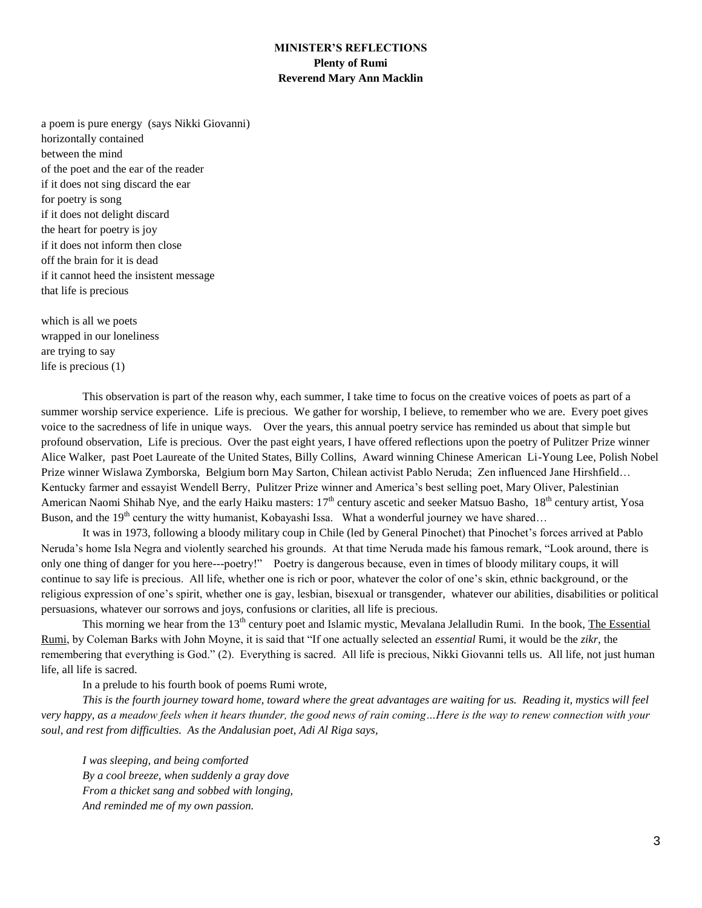**MINISTER'S REFLECTIONS**
**Plenty of Rumi**
**Reverend Mary Ann Macklin**

a poem is pure energy (says Nikki Giovanni)
horizontally contained
between the mind
of the poet and the ear of the reader
if it does not sing discard the ear
for poetry is song
if it does not delight discard
the heart for poetry is joy
if it does not inform then close
off the brain for it is dead
if it cannot heed the insistent message
that life is precious

which is all we poets
wrapped in our loneliness
are trying to say
life is precious (1)

This observation is part of the reason why, each summer, I take time to focus on the creative voices of poets as part of a summer worship service experience. Life is precious. We gather for worship, I believe, to remember who we are. Every poet gives voice to the sacredness of life in unique ways. Over the years, this annual poetry service has reminded us about that simple but profound observation, Life is precious. Over the past eight years, I have offered reflections upon the poetry of Pulitzer Prize winner Alice Walker, past Poet Laureate of the United States, Billy Collins, Award winning Chinese American Li-Young Lee, Polish Nobel Prize winner Wislawa Zymborska, Belgium born May Sarton, Chilean activist Pablo Neruda; Zen influenced Jane Hirshfield… Kentucky farmer and essayist Wendell Berry, Pulitzer Prize winner and America's best selling poet, Mary Oliver, Palestinian American Naomi Shihab Nye, and the early Haiku masters: 17th century ascetic and seeker Matsuo Basho, 18th century artist, Yosa Buson, and the 19th century the witty humanist, Kobayashi Issa. What a wonderful journey we have shared…

It was in 1973, following a bloody military coup in Chile (led by General Pinochet) that Pinochet's forces arrived at Pablo Neruda's home Isla Negra and violently searched his grounds. At that time Neruda made his famous remark, "Look around, there is only one thing of danger for you here---poetry!" Poetry is dangerous because, even in times of bloody military coups, it will continue to say life is precious. All life, whether one is rich or poor, whatever the color of one's skin, ethnic background, or the religious expression of one's spirit, whether one is gay, lesbian, bisexual or transgender, whatever our abilities, disabilities or political persuasions, whatever our sorrows and joys, confusions or clarities, all life is precious.

This morning we hear from the 13th century poet and Islamic mystic, Mevalana Jelalludin Rumi. In the book, The Essential Rumi, by Coleman Barks with John Moyne, it is said that "If one actually selected an *essential* Rumi, it would be the *zikr,* the remembering that everything is God." (2). Everything is sacred. All life is precious, Nikki Giovanni tells us. All life, not just human life, all life is sacred.

In a prelude to his fourth book of poems Rumi wrote,

*This is the fourth journey toward home, toward where the great advantages are waiting for us. Reading it, mystics will feel very happy, as a meadow feels when it hears thunder, the good news of rain coming…Here is the way to renew connection with your soul, and rest from difficulties. As the Andalusian poet, Adi Al Riga says,*

*I was sleeping, and being comforted*
*By a cool breeze, when suddenly a gray dove*
*From a thicket sang and sobbed with longing,*
*And reminded me of my own passion.*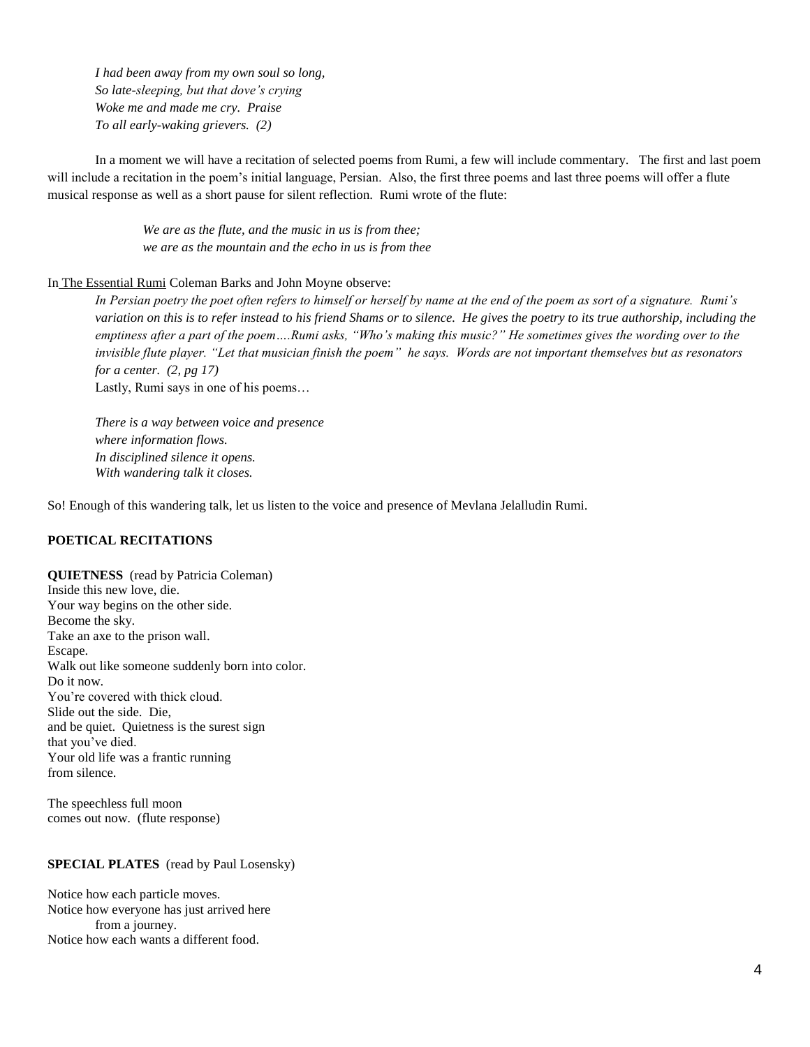*I had been away from my own soul so long,*  
*So late-sleeping, but that dove's crying*  
*Woke me and made me cry. Praise*  
*To all early-waking grievers. (2)*

In a moment we will have a recitation of selected poems from Rumi, a few will include commentary. The first and last poem will include a recitation in the poem's initial language, Persian. Also, the first three poems and last three poems will offer a flute musical response as well as a short pause for silent reflection. Rumi wrote of the flute:

> *We are as the flute, and the music in us is from thee;*  
> *we are as the mountain and the echo in us is from thee*

In The Essential Rumi Coleman Barks and John Moyne observe:

> *In Persian poetry the poet often refers to himself or herself by name at the end of the poem as sort of a signature. Rumi's variation on this is to refer instead to his friend Shams or to silence. He gives the poetry to its true authorship, including the emptiness after a part of the poem….Rumi asks, "Who's making this music?" He sometimes gives the wording over to the invisible flute player. "Let that musician finish the poem" he says. Words are not important themselves but as resonators for a center. (2, pg 17)*

Lastly, Rumi says in one of his poems…

> *There is a way between voice and presence*  
> *where information flows.*  
> *In disciplined silence it opens.*  
> *With wandering talk it closes.*

So! Enough of this wandering talk, let us listen to the voice and presence of Mevlana Jelalludin Rumi.

## POETICAL RECITATIONS

**QUIETNESS** (read by Patricia Coleman)

Inside this new love, die.  
Your way begins on the other side.  
Become the sky.  
Take an axe to the prison wall.  
Escape.  
Walk out like someone suddenly born into color.  
Do it now.  
You're covered with thick cloud.  
Slide out the side. Die,  
and be quiet. Quietness is the surest sign  
that you've died.  
Your old life was a frantic running  
from silence.

The speechless full moon  
comes out now. (flute response)

**SPECIAL PLATES** (read by Paul Losensky)

Notice how each particle moves.  
Notice how everyone has just arrived here  
from a journey.  
Notice how each wants a different food.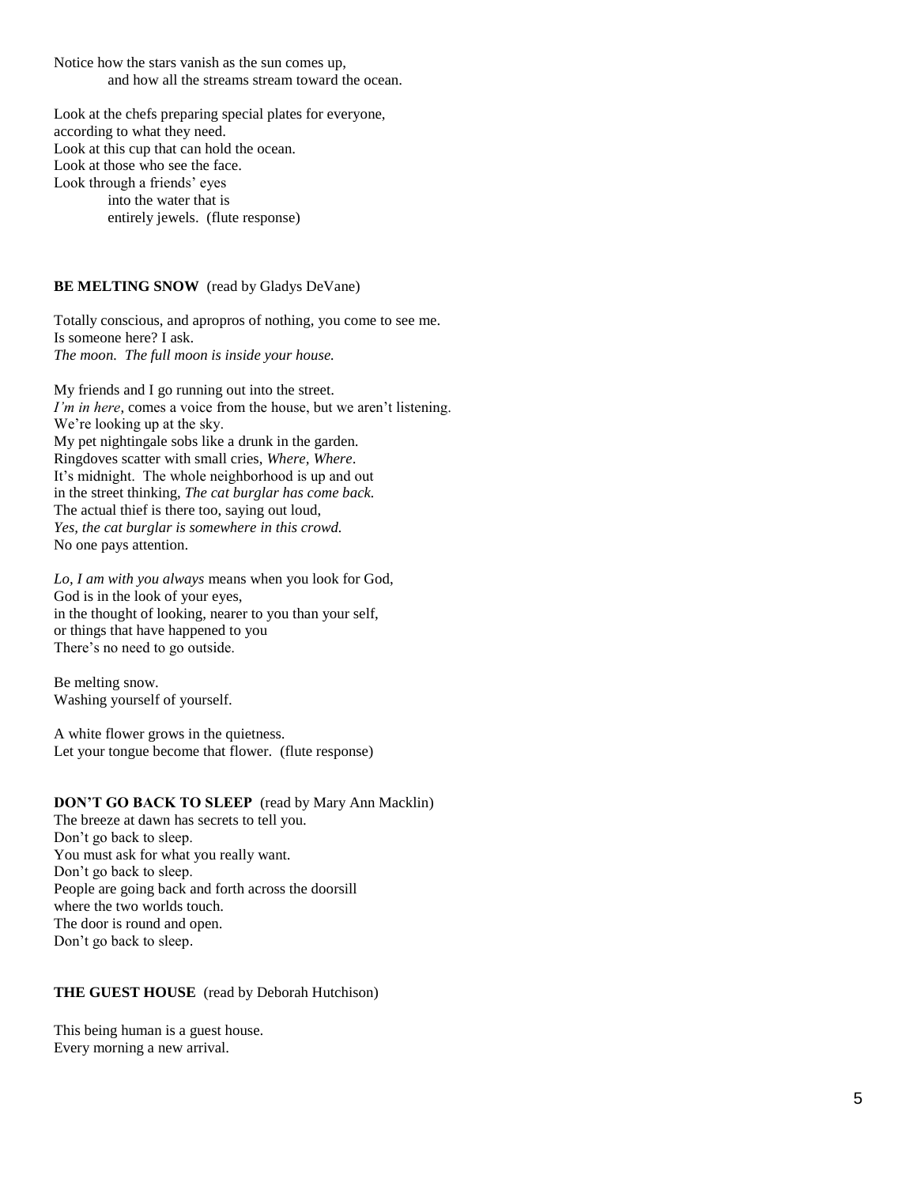Notice how the stars vanish as the sun comes up,
and how all the streams stream toward the ocean.

Look at the chefs preparing special plates for everyone,
according to what they need.
Look at this cup that can hold the ocean.
Look at those who see the face.
Look through a friends' eyes
into the water that is
entirely jewels. (flute response)

**BE MELTING SNOW** (read by Gladys DeVane)

Totally conscious, and apropros of nothing, you come to see me.
Is someone here? I ask.
*The moon. The full moon is inside your house.*

My friends and I go running out into the street.
*I'm in here*, comes a voice from the house, but we aren't listening.
We're looking up at the sky.
My pet nightingale sobs like a drunk in the garden.
Ringdoves scatter with small cries, *Where, Where*.
It's midnight. The whole neighborhood is up and out
in the street thinking, *The cat burglar has come back.*
The actual thief is there too, saying out loud,
*Yes, the cat burglar is somewhere in this crowd.*
No one pays attention.

*Lo, I am with you always* means when you look for God,
God is in the look of your eyes,
in the thought of looking, nearer to you than your self,
or things that have happened to you
There's no need to go outside.

Be melting snow.
Washing yourself of yourself.

A white flower grows in the quietness.
Let your tongue become that flower. (flute response)

**DON'T GO BACK TO SLEEP** (read by Mary Ann Macklin)
The breeze at dawn has secrets to tell you.
Don't go back to sleep.
You must ask for what you really want.
Don't go back to sleep.
People are going back and forth across the doorsill
where the two worlds touch.
The door is round and open.
Don't go back to sleep.

**THE GUEST HOUSE** (read by Deborah Hutchison)

This being human is a guest house.
Every morning a new arrival.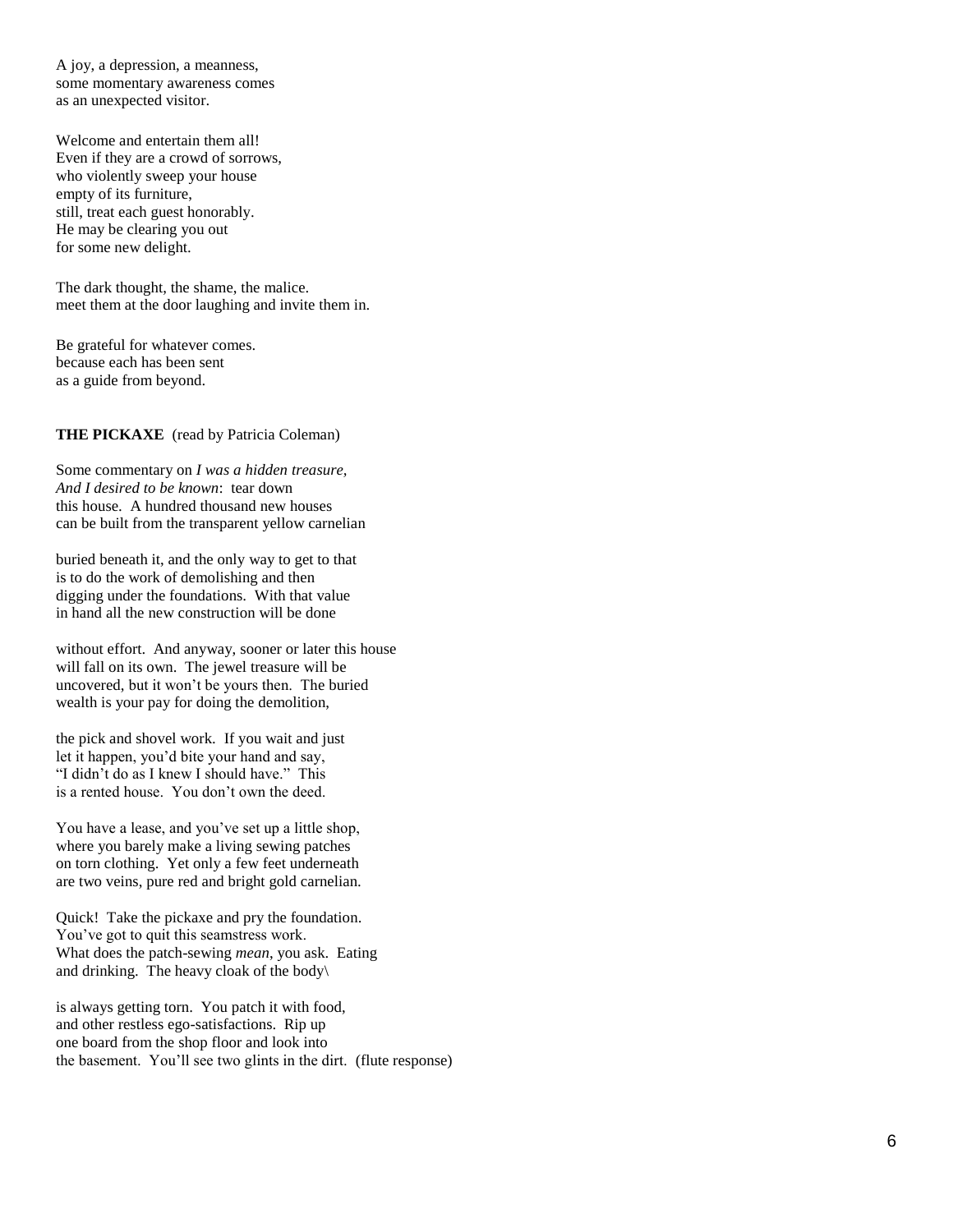A joy, a depression, a meanness,
some momentary awareness comes
as an unexpected visitor.

Welcome and entertain them all!
Even if they are a crowd of sorrows,
who violently sweep your house
empty of its furniture,
still, treat each guest honorably.
He may be clearing you out
for some new delight.

The dark thought, the shame, the malice.
meet them at the door laughing and invite them in.

Be grateful for whatever comes.
because each has been sent
as a guide from beyond.

**THE PICKAXE** (read by Patricia Coleman)

Some commentary on *I was a hidden treasure,*
*And I desired to be known*: tear down
this house. A hundred thousand new houses
can be built from the transparent yellow carnelian

buried beneath it, and the only way to get to that
is to do the work of demolishing and then
digging under the foundations. With that value
in hand all the new construction will be done

without effort. And anyway, sooner or later this house
will fall on its own. The jewel treasure will be
uncovered, but it won't be yours then. The buried
wealth is your pay for doing the demolition,

the pick and shovel work. If you wait and just
let it happen, you'd bite your hand and say,
"I didn't do as I knew I should have." This
is a rented house. You don't own the deed.

You have a lease, and you've set up a little shop,
where you barely make a living sewing patches
on torn clothing. Yet only a few feet underneath
are two veins, pure red and bright gold carnelian.

Quick! Take the pickaxe and pry the foundation.
You've got to quit this seamstress work.
What does the patch-sewing *mean*, you ask. Eating
and drinking. The heavy cloak of the body\

is always getting torn. You patch it with food,
and other restless ego-satisfactions. Rip up
one board from the shop floor and look into
the basement. You'll see two glints in the dirt. (flute response)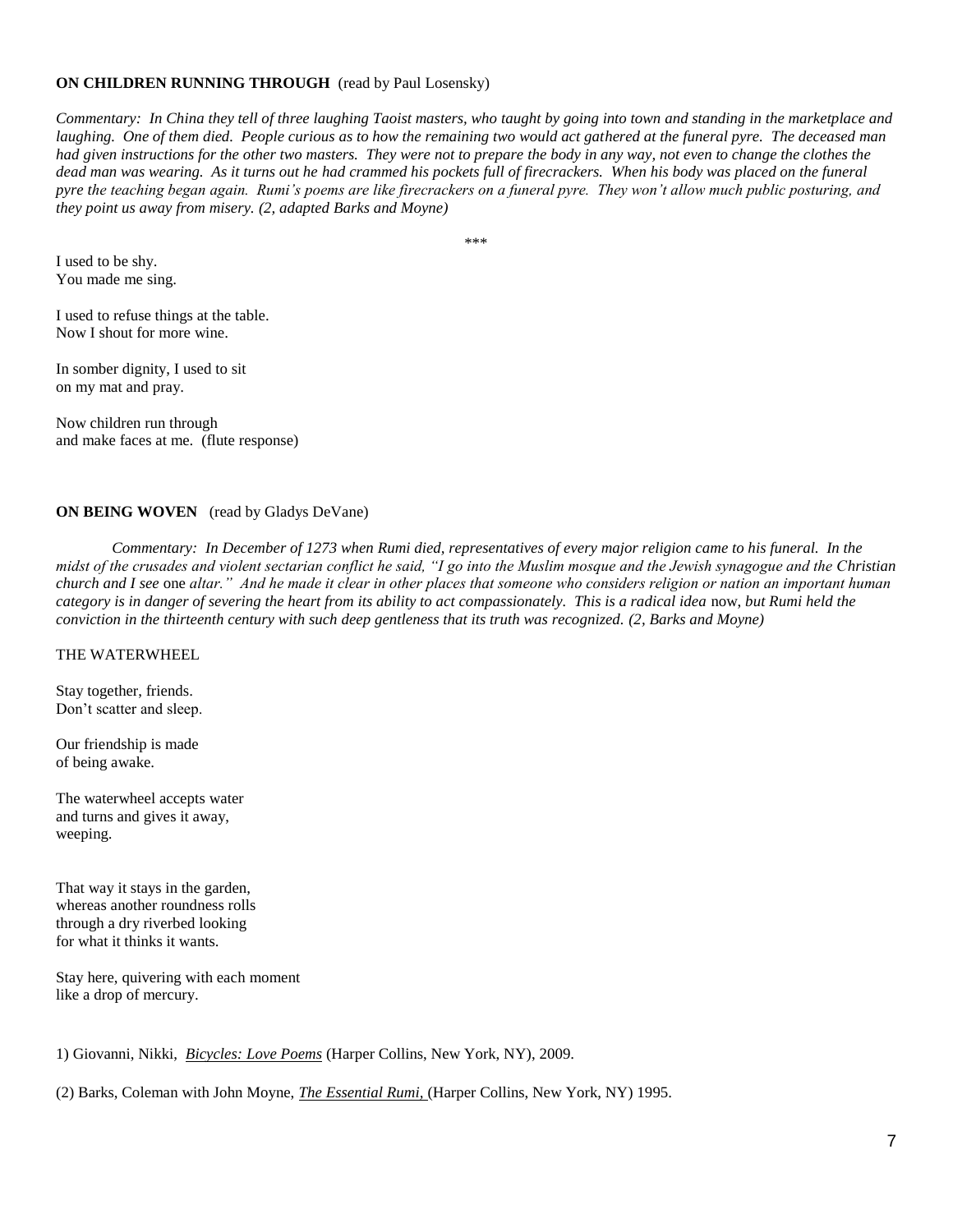**ON CHILDREN RUNNING THROUGH** (read by Paul Losensky)

*Commentary: In China they tell of three laughing Taoist masters, who taught by going into town and standing in the marketplace and laughing. One of them died. People curious as to how the remaining two would act gathered at the funeral pyre. The deceased man had given instructions for the other two masters. They were not to prepare the body in any way, not even to change the clothes the dead man was wearing. As it turns out he had crammed his pockets full of firecrackers. When his body was placed on the funeral pyre the teaching began again. Rumi's poems are like firecrackers on a funeral pyre. They won't allow much public posturing, and they point us away from misery. (2, adapted Barks and Moyne)*

\*\*\*

I used to be shy.
You made me sing.

I used to refuse things at the table.
Now I shout for more wine.

In somber dignity, I used to sit
on my mat and pray.

Now children run through
and make faces at me. (flute response)

**ON BEING WOVEN** (read by Gladys DeVane)

*Commentary: In December of 1273 when Rumi died, representatives of every major religion came to his funeral. In the midst of the crusades and violent sectarian conflict he said, "I go into the Muslim mosque and the Jewish synagogue and the Christian church and I see* one *altar." And he made it clear in other places that someone who considers religion or nation an important human category is in danger of severing the heart from its ability to act compassionately. This is a radical idea* now, *but Rumi held the conviction in the thirteenth century with such deep gentleness that its truth was recognized. (2, Barks and Moyne)*

THE WATERWHEEL

Stay together, friends.
Don't scatter and sleep.

Our friendship is made
of being awake.

The waterwheel accepts water
and turns and gives it away,
weeping.

That way it stays in the garden,
whereas another roundness rolls
through a dry riverbed looking
for what it thinks it wants.

Stay here, quivering with each moment
like a drop of mercury.

1) Giovanni, Nikki, *Bicycles: Love Poems* (Harper Collins, New York, NY), 2009.

(2) Barks, Coleman with John Moyne, *The Essential Rumi,* (Harper Collins, New York, NY) 1995.